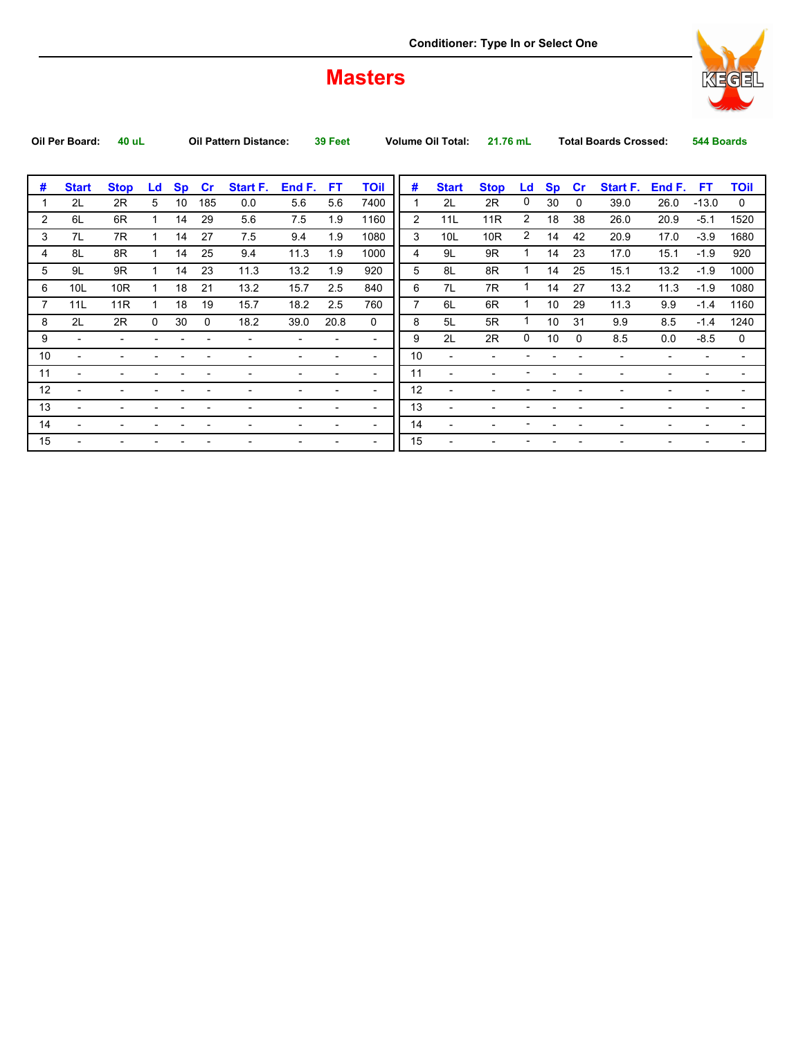Conditioner: Type In or Select One

# Masters

**Oil Per Board:** 40 uL **Oil Pattern Distance:** 39 Feet **Volume Oil Total:** 21.76 mL **Total Boards Crossed:** 544 Boards

| # | Start | Stop | Ld | Sp | Cr | Start F. | End F. | FT | TOil |
|---|---|---|---|---|---|---|---|---|---|
| 1 | 2L | 2R | 5 | 10 | 185 | 0.0 | 5.6 | 5.6 | 7400 |
| 2 | 6L | 6R | 1 | 14 | 29 | 5.6 | 7.5 | 1.9 | 1160 |
| 3 | 7L | 7R | 1 | 14 | 27 | 7.5 | 9.4 | 1.9 | 1080 |
| 4 | 8L | 8R | 1 | 14 | 25 | 9.4 | 11.3 | 1.9 | 1000 |
| 5 | 9L | 9R | 1 | 14 | 23 | 11.3 | 13.2 | 1.9 | 920 |
| 6 | 10L | 10R | 1 | 18 | 21 | 13.2 | 15.7 | 2.5 | 840 |
| 7 | 11L | 11R | 1 | 18 | 19 | 15.7 | 18.2 | 2.5 | 760 |
| 8 | 2L | 2R | 0 | 30 | 0 | 18.2 | 39.0 | 20.8 | 0 |
| 9 | - | - | - | - | - | - | - | - | - |
| 10 | - | - | - | - | - | - | - | - | - |
| 11 | - | - | - | - | - | - | - | - | - |
| 12 | - | - | - | - | - | - | - | - | - |
| 13 | - | - | - | - | - | - | - | - | - |
| 14 | - | - | - | - | - | - | - | - | - |
| 15 | - | - | - | - | - | - | - | - | - |

| # | Start | Stop | Ld | Sp | Cr | Start F. | End F. | FT | TOil |
|---|---|---|---|---|---|---|---|---|---|
| 1 | 2L | 2R | 0 | 30 | 0 | 39.0 | 26.0 | -13.0 | 0 |
| 2 | 11L | 11R | 2 | 18 | 38 | 26.0 | 20.9 | -5.1 | 1520 |
| 3 | 10L | 10R | 2 | 14 | 42 | 20.9 | 17.0 | -3.9 | 1680 |
| 4 | 9L | 9R | 1 | 14 | 23 | 17.0 | 15.1 | -1.9 | 920 |
| 5 | 8L | 8R | 1 | 14 | 25 | 15.1 | 13.2 | -1.9 | 1000 |
| 6 | 7L | 7R | 1 | 14 | 27 | 13.2 | 11.3 | -1.9 | 1080 |
| 7 | 6L | 6R | 1 | 10 | 29 | 11.3 | 9.9 | -1.4 | 1160 |
| 8 | 5L | 5R | 1 | 10 | 31 | 9.9 | 8.5 | -1.4 | 1240 |
| 9 | 2L | 2R | 0 | 10 | 0 | 8.5 | 0.0 | -8.5 | 0 |
| 10 | - | - | - | - | - | - | - | - | - |
| 11 | - | - | - | - | - | - | - | - | - |
| 12 | - | - | - | - | - | - | - | - | - |
| 13 | - | - | - | - | - | - | - | - | - |
| 14 | - | - | - | - | - | - | - | - | - |
| 15 | - | - | - | - | - | - | - | - | - |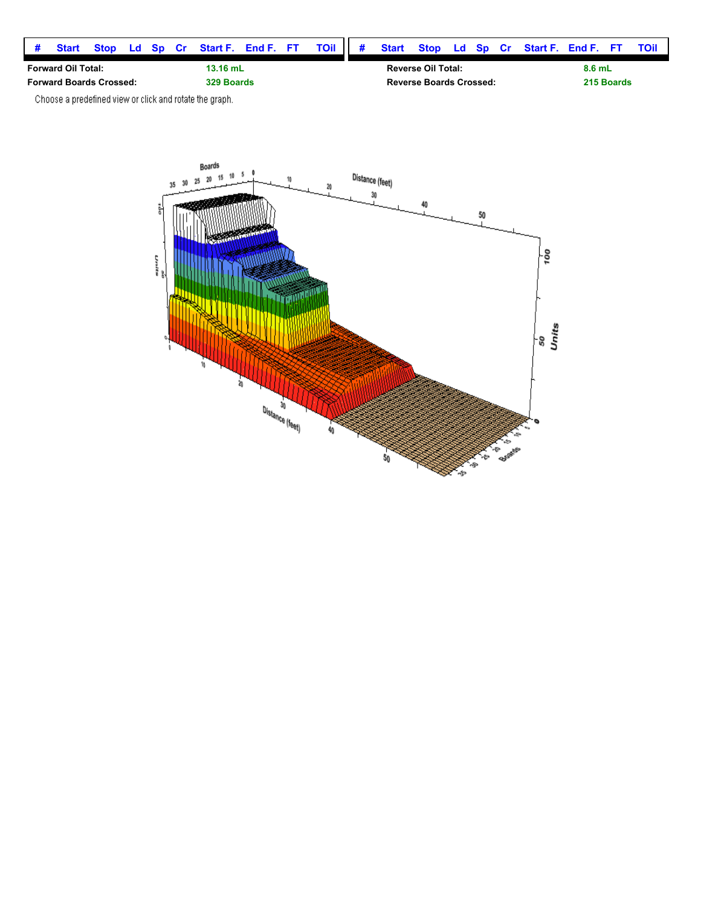| # | Start | Stop | Ld | Sp | Cr | Start F. | End F. | FT | TOil |
|---|---|---|---|---|---|---|---|---|---|

| # | Start | Stop | Ld | Sp | Cr | Start F. | End F. | FT | TOil |
|---|---|---|---|---|---|---|---|---|---|

**Forward Oil Total:** 13.16 mL

**Forward Boards Crossed:** 329 Boards

**Reverse Oil Total:** 8.6 mL

**Reverse Boards Crossed:** 215 Boards

Choose a predefined view or click and rotate the graph.

Boards
35 30 25 20 15 10 5 0
Distance (feet)
10 20 30 40 50
Units
100 50 0
1 10 20 30 40 50
Distance (feet)
Units
100 50 0
1 5 10 15 20 25 30 35
Boards